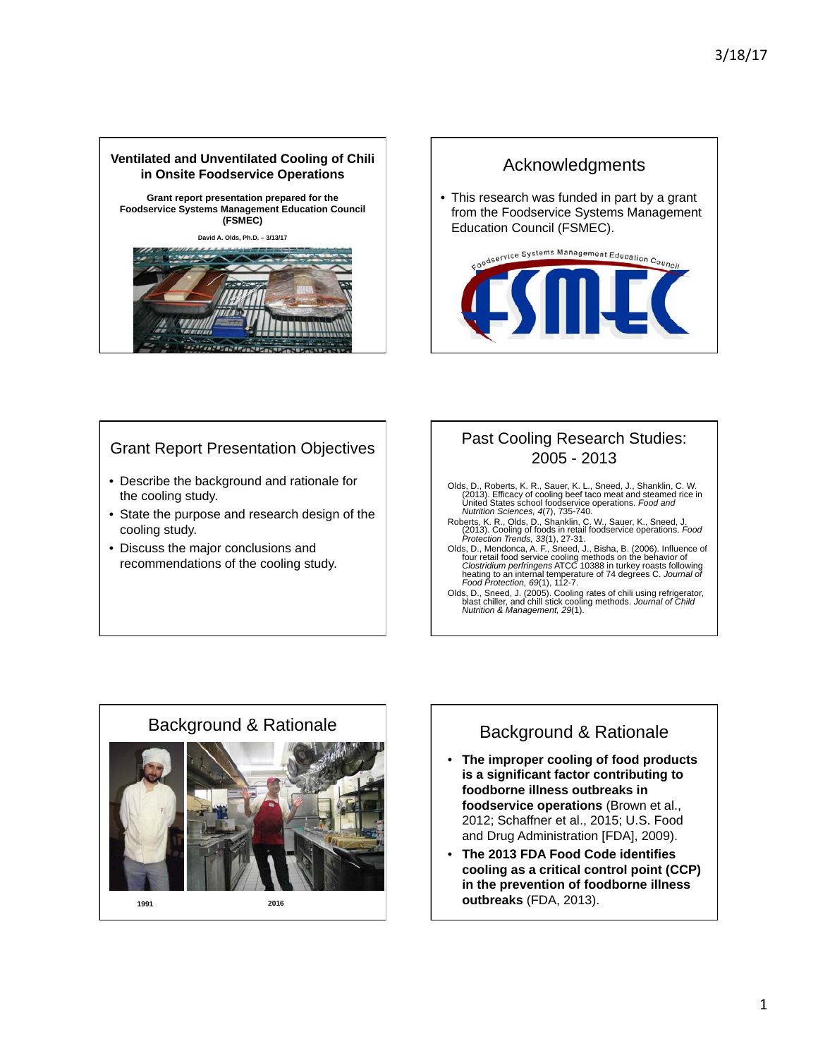## Ventilated and Unventilated Cooling of Chili in Onsite Foodservice Operations

**Grant report presentation prepared for the Foodservice Systems Management Education Council (FSMEC)**

**David A. Olds, Ph.D. – 3/13/17**

## Acknowledgments

- This research was funded in part by a grant from the Foodservice Systems Management Education Council (FSMEC).

## Grant Report Presentation Objectives

- Describe the background and rationale for the cooling study.
- State the purpose and research design of the cooling study.
- Discuss the major conclusions and recommendations of the cooling study.

## Past Cooling Research Studies: 2005 - 2013

Olds, D., Roberts, K. R., Sauer, K. L., Sneed, J., Shanklin, C. W. (2013). Efficacy of cooling beef taco meat and steamed rice in United States school foodservice operations. *Food and Nutrition Sciences, 4*(7), 735-740.

Roberts, K. R., Olds, D., Shanklin, C. W., Sauer, K., Sneed, J. (2013). Cooling of foods in retail foodservice operations. *Food Protection Trends, 33*(1), 27-31.

Olds, D., Mendonca, A. F., Sneed, J., Bisha, B. (2006). Influence of four retail food service cooling methods on the behavior of *Clostridium perfringens* ATCC 10388 in turkey roasts following heating to an internal temperature of 74 degrees C. *Journal of Food Protection, 69*(1), 112-7.

Olds, D., Sneed, J. (2005). Cooling rates of chili using refrigerator, blast chiller, and chill stick cooling methods. *Journal of Child Nutrition & Management, 29*(1).

## Background & Rationale

1991

2016

## Background & Rationale

- **The improper cooling of food products is a significant factor contributing to foodborne illness outbreaks in foodservice operations** (Brown et al., 2012; Schaffner et al., 2015; U.S. Food and Drug Administration [FDA], 2009).
- **The 2013 FDA Food Code identifies cooling as a critical control point (CCP) in the prevention of foodborne illness outbreaks** (FDA, 2013).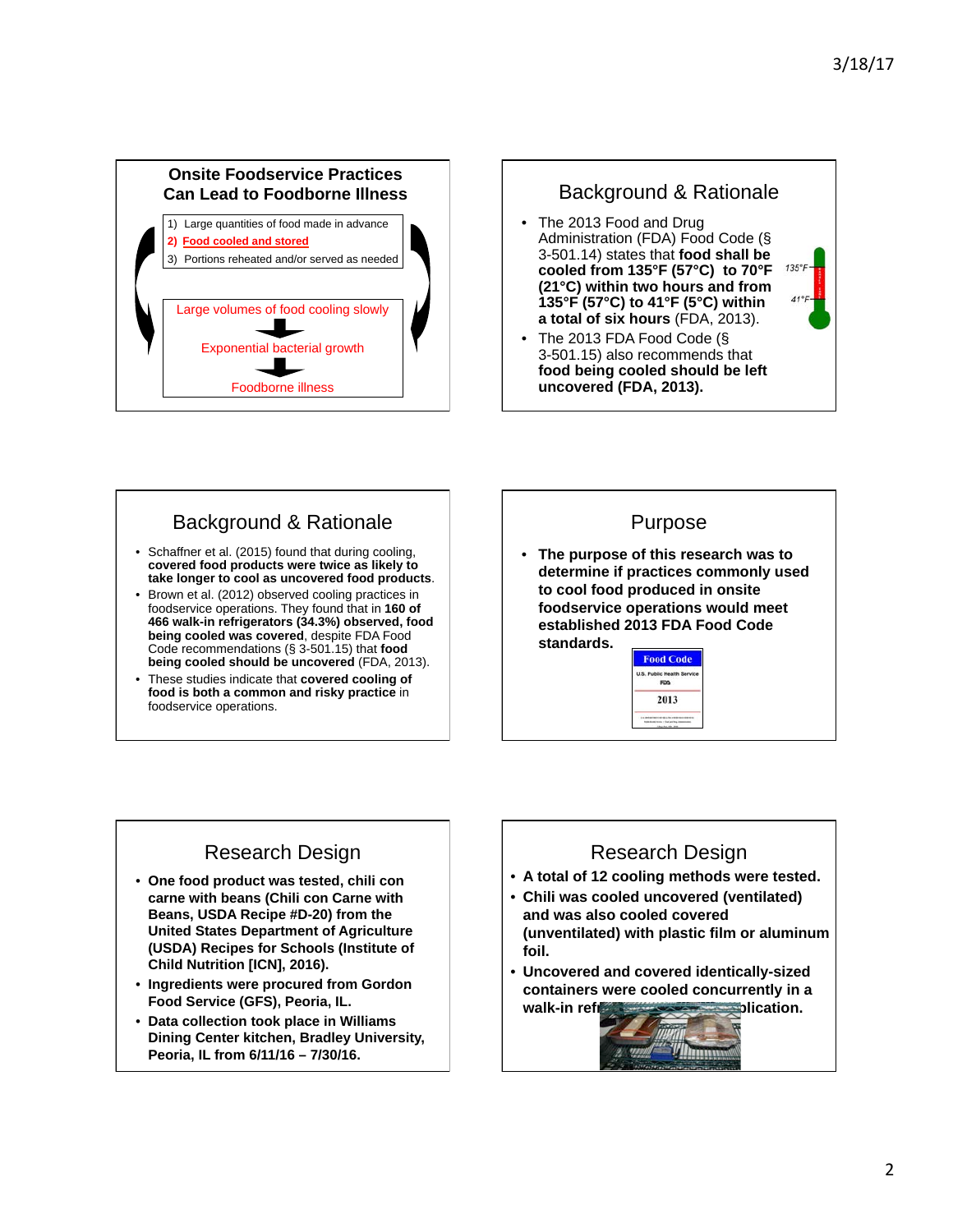## Onsite Foodservice Practices Can Lead to Foodborne Illness

1) Large quantities of food made in advance
2) Food cooled and stored
3) Portions reheated and/or served as needed

Large volumes of food cooling slowly

Exponential bacterial growth

Foodborne illness

## Background & Rationale

- The 2013 Food and Drug Administration (FDA) Food Code (§ 3-501.14) states that **food shall be cooled from 135°F (57°C) to 70°F (21°C) within two hours and from 135°F (57°C) to 41°F (5°C) within a total of six hours** (FDA, 2013).
- The 2013 FDA Food Code (§ 3-501.15) also recommends that **food being cooled should be left uncovered (FDA, 2013).**

135°F

41°F

## Background & Rationale

- Schaffner et al. (2015) found that during cooling, **covered food products were twice as likely to take longer to cool as uncovered food products**.
- Brown et al. (2012) observed cooling practices in foodservice operations. They found that in **160 of 466 walk-in refrigerators (34.3%) observed, food being cooled was covered**, despite FDA Food Code recommendations (§ 3-501.15) that **food being cooled should be uncovered** (FDA, 2013).
- These studies indicate that **covered cooling of food is both a common and risky practice** in foodservice operations.

## Purpose

- **The purpose of this research was to determine if practices commonly used to cool food produced in onsite foodservice operations would meet established 2013 FDA Food Code standards.**

Food Code

U.S. Public Health Service

FDA

2013

## Research Design

- **One food product was tested, chili con carne with beans (Chili con Carne with Beans, USDA Recipe #D-20) from the United States Department of Agriculture (USDA) Recipes for Schools (Institute of Child Nutrition [ICN], 2016).**
- **Ingredients were procured from Gordon Food Service (GFS), Peoria, IL.**
- **Data collection took place in Williams Dining Center kitchen, Bradley University, Peoria, IL from 6/11/16 – 7/30/16.**

## Research Design

- **A total of 12 cooling methods were tested.**
- **Chili was cooled uncovered (ventilated) and was also cooled covered (unventilated) with plastic film or aluminum foil.**
- **Uncovered and covered identically-sized containers were cooled concurrently in a walk-in ref[...]plication.**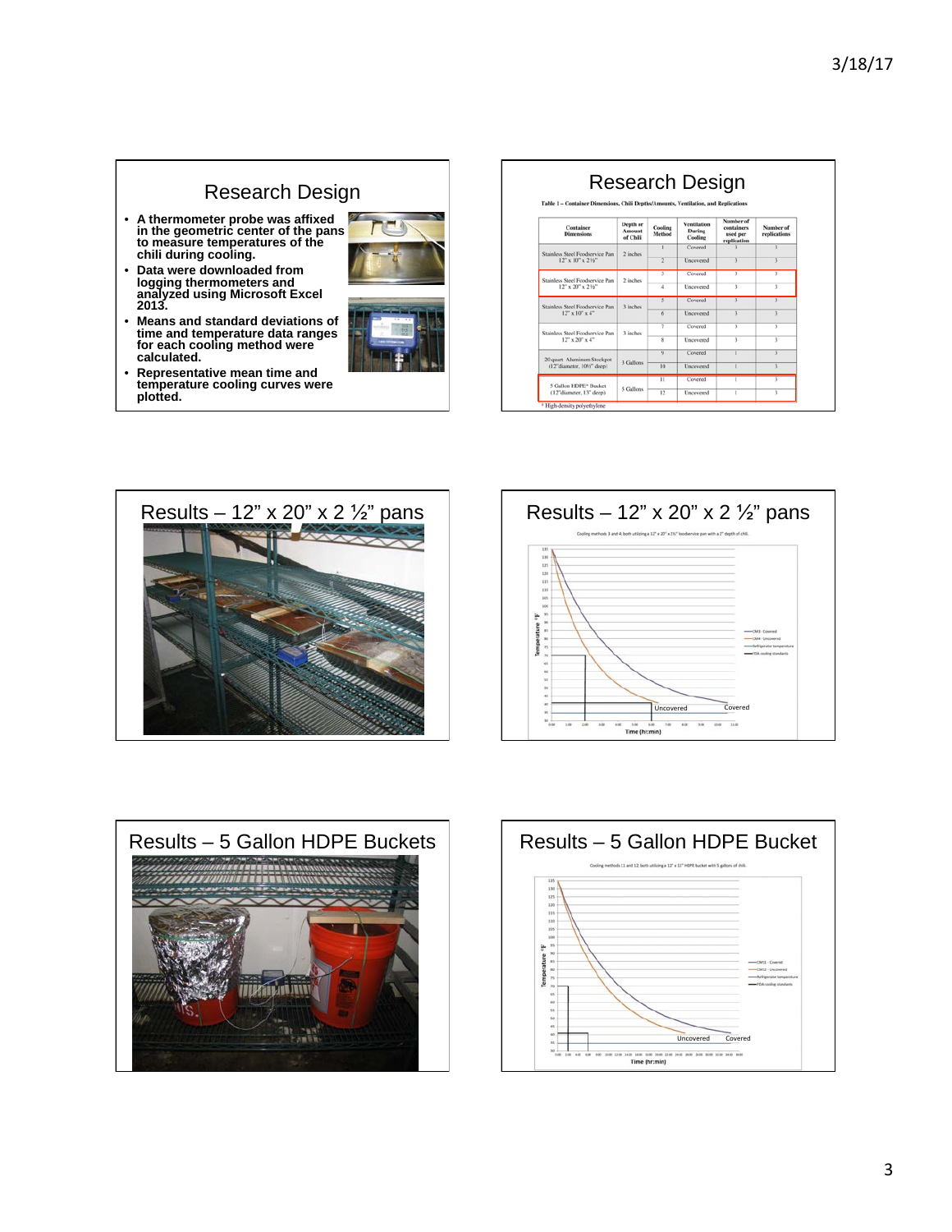## Research Design

- A thermometer probe was affixed in the geometric center of the pans to measure temperatures of the chili during cooling.
- Data were downloaded from logging thermometers and analyzed using Microsoft Excel 2013.
- Means and standard deviations of time and temperature data ranges for each cooling method were calculated.
- Representative mean time and temperature cooling curves were plotted.

## Research Design

Table 1 – Container Dimensions, Chili Depths/Amounts, Ventilation, and Replications

| Container Dimensions | Depth or Amount of Chili | Cooling Method | Ventilation During Cooling | Number of containers used per replication | Number of replications |
|---|---|---|---|---|---|
| Stainless Steel Foodservice Pan 12" x 10" x 2½" | 2 inches | 1 | Covered | 3 | 3 |
| | | 2 | Uncovered | 3 | 3 |
| Stainless Steel Foodservice Pan 12" x 20" x 2½" | 2 inches | 3 | Covered | 3 | 3 |
| | | 4 | Uncovered | 3 | 3 |
| Stainless Steel Foodservice Pan 12" x 10" x 4" | 3 inches | 5 | Covered | 3 | 3 |
| | | 6 | Uncovered | 3 | 3 |
| Stainless Steel Foodservice Pan 12" x 20" x 4" | 3 inches | 7 | Covered | 3 | 3 |
| | | 8 | Uncovered | 3 | 3 |
| 20 quart Aluminum Stockpot (12" diameter, 10½" deep) | 3 Gallons | 9 | Covered | 1 | 3 |
| | | 10 | Uncovered | 1 | 3 |
| 5 Gallon HDPE* Bucket (12" diameter, 13" deep) | 5 Gallons | 11 | Covered | 1 | 3 |
| | | 12 | Uncovered | 1 | 3 |

* High-density polyethylene

## Results – 12" x 20" x 2 ½" pans

## Results – 12" x 20" x 2 ½" pans

Cooling methods 3 and 4, both utilizing a 12" x 20" x 2½" foodservice pan with a 2" depth of chili.

Uncovered Covered

## Results – 5 Gallon HDPE Buckets

## Results – 5 Gallon HDPE Bucket

Cooling methods 11 and 12, both utilizing a 12" x 13" HDPE bucket with 5 gallons of chili.

Uncovered Covered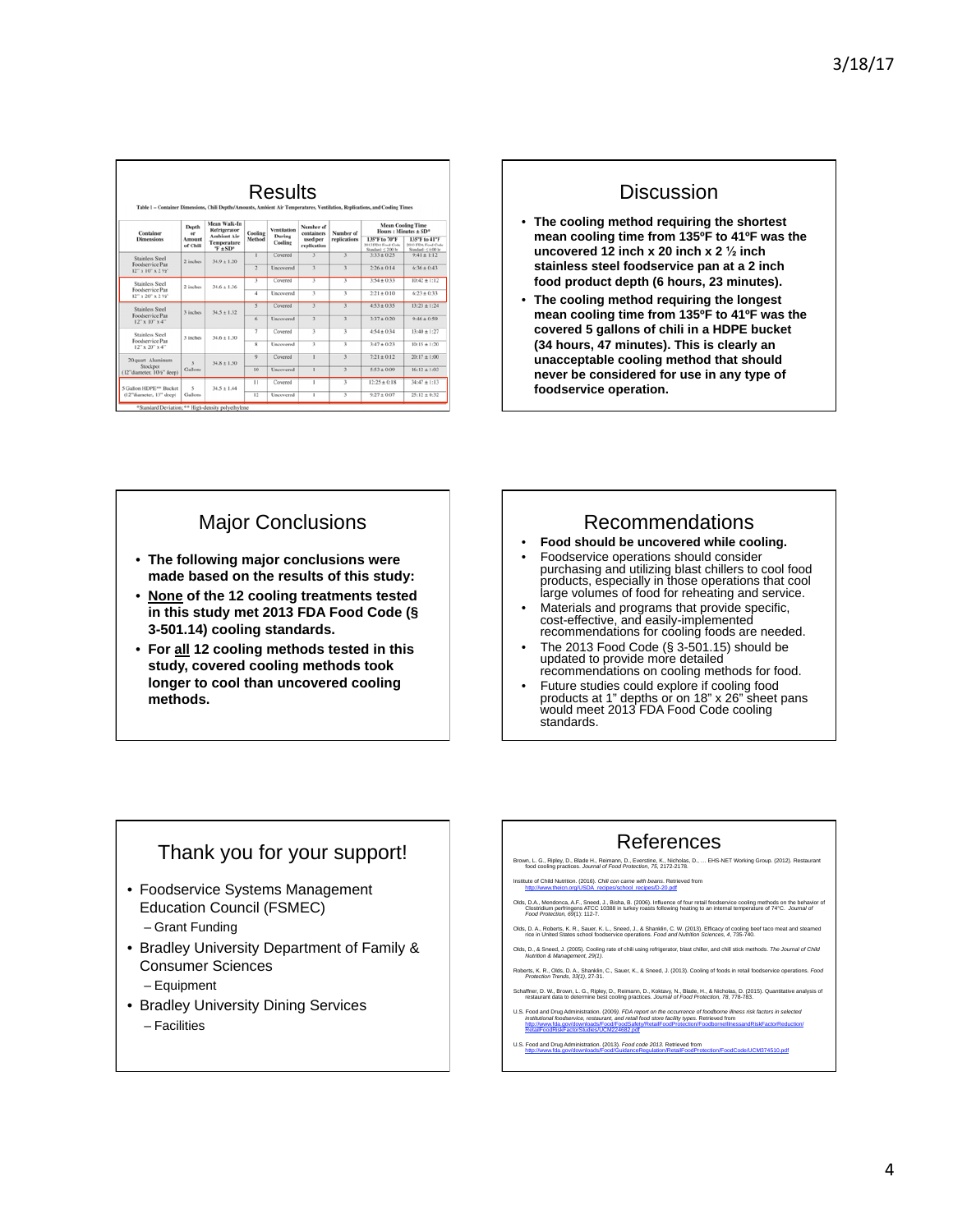## Results

Table 1 – Container Dimensions, Chili Depths/Amounts, Ambient Air Temperatures, Ventilation, Replications, and Cooling Times

| Container Dimensions | Depth or Amount of Chili | Mean Walk-In Refrigerator Ambient Air Temperature °F ± SD* | Cooling Method | Ventilation During Cooling | Number of containers used per replication | Number of replications | Mean Cooling Time Hours : Minutes ± SD* | |
|---|---|---|---|---|---|---|---|---|
| | | | | | | | 135°F to 70°F (2013 FDA Food Code Standard: ≤ 2:00 h) | 135°F to 41°F (2013 FDA Food Code Standard: ≤ 6:00 h) |
| Stainless Steel Foodservice Pan 12" x 10" x 2 ½" | 2 inches | 34.9 ± 1.20 | 1 | Covered | 3 | 3 | 3:33 ± 0:25 | 9:41 ± 1:12 |
| | | | 2 | Uncovered | 3 | 3 | 2:26 ± 0:14 | 6:36 ± 0:43 |
| Stainless Steel Foodservice Pan 12" x 20" x 2 ½" | 2 inches | 34.6 ± 1.36 | 3 | Covered | 3 | 3 | 3:54 ± 0:33 | 10:42 ± 1:12 |
| | | | 4 | Uncovered | 3 | 3 | 2:21 ± 0:10 | 6:23 ± 0:33 |
| Stainless Steel Foodservice Pan 12" x 10" x 4" | 3 inches | 34.5 ± 1.32 | 5 | Covered | 3 | 3 | 4:53 ± 0:35 | 13:23 ± 1:24 |
| | | | 6 | Uncovered | 3 | 3 | 3:37 ± 0:20 | 9:46 ± 0:59 |
| Stainless Steel Foodservice Pan 12" x 20" x 4" | 3 inches | 34.0 ± 1.30 | 7 | Covered | 3 | 3 | 4:54 ± 0:34 | 13:40 ± 1:27 |
| | | | 8 | Uncovered | 3 | 3 | 3:47 ± 0:23 | 10:13 ± 1:20 |
| 20 quart Aluminum Stockpot (12" diameter, 10½" deep) | 3 Gallons | 34.8 ± 1.30 | 9 | Covered | 1 | 3 | 7:21 ± 0:12 | 20:17 ± 1:00 |
| | | | 10 | Uncovered | 1 | 3 | 5:53 ± 0:09 | 16:12 ± 1:07 |
| 5 Gallon HDPE** Bucket (12" diameter, 13" deep) | 5 Gallons | 34.5 ± 1.44 | 11 | Covered | 1 | 3 | 12:25 ± 0:18 | 34:47 ± 1:13 |
| | | | 12 | Uncovered | 1 | 3 | 9:27 ± 0:07 | 25:11 ± 0:32 |

*Standard Deviation; ** High-density polyethylene

## Discussion

- **The cooling method requiring the shortest mean cooling time from 135ºF to 41ºF was the uncovered 12 inch x 20 inch x 2 ½ inch stainless steel foodservice pan at a 2 inch food product depth (6 hours, 23 minutes).**
- **The cooling method requiring the longest mean cooling time from 135ºF to 41ºF was the covered 5 gallons of chili in a HDPE bucket (34 hours, 47 minutes). This is clearly an unacceptable cooling method that should never be considered for use in any type of foodservice operation.**

## Major Conclusions

- **The following major conclusions were made based on the results of this study:**
- **<u>None</u> of the 12 cooling treatments tested in this study met 2013 FDA Food Code (§ 3-501.14) cooling standards.**
- **For <u>all</u> 12 cooling methods tested in this study, covered cooling methods took longer to cool than uncovered cooling methods.**

## Recommendations

- **Food should be uncovered while cooling.**
- Foodservice operations should consider purchasing and utilizing blast chillers to cool food products, especially in those operations that cool large volumes of food for reheating and service.
- Materials and programs that provide specific, cost-effective, and easily-implemented recommendations for cooling foods are needed.
- The 2013 Food Code (§ 3-501.15) should be updated to provide more detailed recommendations on cooling methods for food.
- Future studies could explore if cooling food products at 1" depths or on 18" x 26" sheet pans would meet 2013 FDA Food Code cooling standards.

## Thank you for your support!

- Foodservice Systems Management Education Council (FSMEC)
  – Grant Funding
- Bradley University Department of Family & Consumer Sciences
  – Equipment
- Bradley University Dining Services
  – Facilities

## References

Brown, L. G., Ripley, D., Blade H., Reimann, D., Everstine, K., Nicholas, D., … EHS-NET Working Group. (2012). Restaurant food cooling practices. *Journal of Food Protection, 75*, 2172-2178.

Institute of Child Nutrition. (2016). *Chili con carne with beans*. Retrieved from http://www.theicn.org/USDA_recipes/school_recipes/D-20.pdf

Olds, D.A., Mendonca, A.F., Sneed, J., Bisha, B. (2006). Influence of four retail foodservice cooling methods on the behavior of Clostridium perfringens ATCC 10388 in turkey roasts following heating to an internal temperature of 74°C. *Journal of Food Protection, 69*(1): 112-7.

Olds, D. A., Roberts, K. R., Sauer, K. L., Sneed, J., & Shanklin, C. W. (2013). Efficacy of cooling beef taco meat and steamed rice in United States school foodservice operations. *Food and Nutrition Sciences, 4*, 735-740.

Olds, D., & Sneed, J. (2005). Cooling rate of chili using refrigerator, blast chiller, and chill stick methods. *The Journal of Child Nutrition & Management, 29*(1).

Roberts, K. R., Olds, D. A., Shanklin, C., Sauer, K., & Sneed, J. (2013). Cooling of foods in retail foodservice operations. *Food Protection Trends, 33*(1), 27-31.

Schaffner, D. W., Brown, L. G., Ripley, D., Reimann, D., Koktavy, N., Blade, H., & Nicholas, D. (2015). Quantitative analysis of restaurant data to determine best cooling practices. *Journal of Food Protection, 78*, 778-783.

U.S. Food and Drug Administration. (2009). *FDA report on the occurrence of foodborne illness risk factors in selected institutional foodservice, restaurant, and retail food store facility types.* Retrieved from http://www.fda.gov/downloads/Food/FoodSafety/RetailFoodProtection/FoodborneIllnessandRiskFactorReduction/RetailFoodRiskFactorStudies/UCM224682.pdf

U.S. Food and Drug Administration. (2013). *Food code 2013.* Retrieved from http://www.fda.gov/downloads/Food/GuidanceRegulation/RetailFoodProtection/FoodCode/UCM374510.pdf